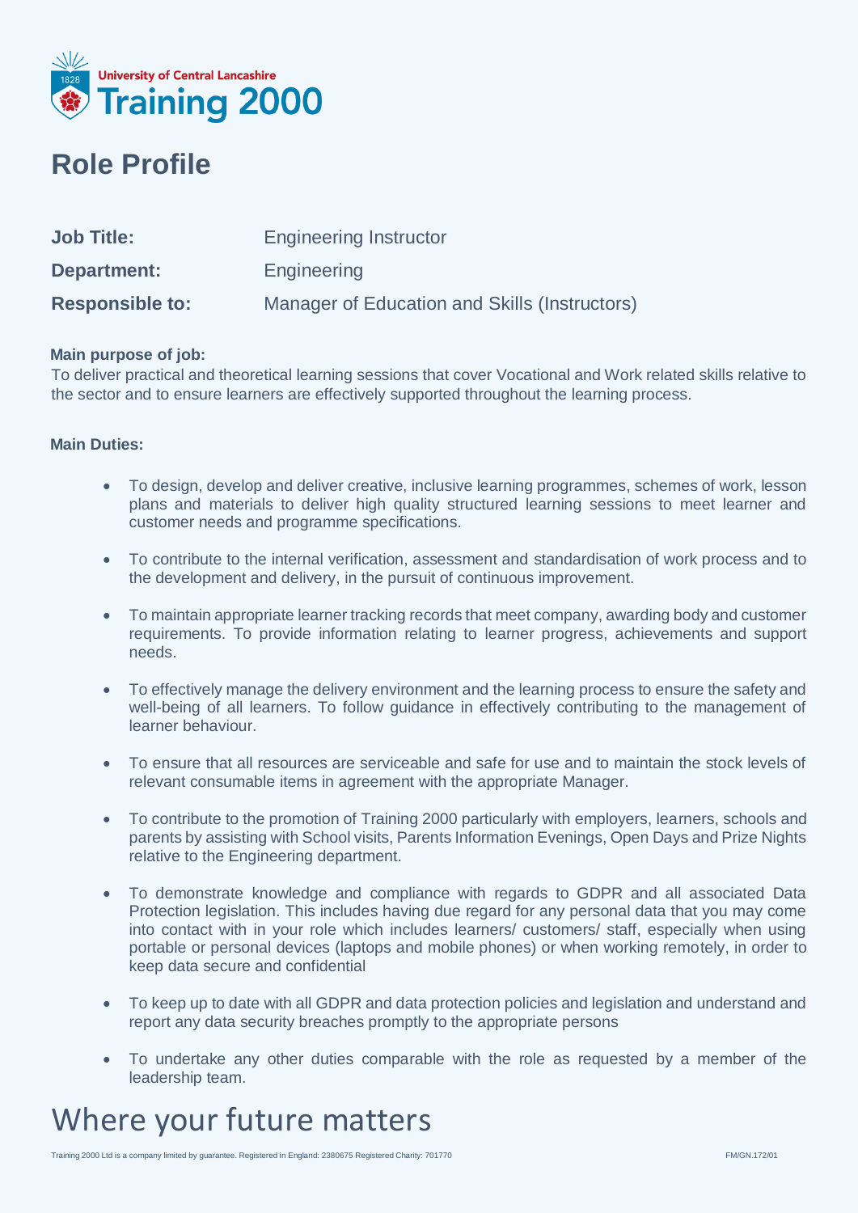University of Central Lancashire
Training 2000

# Role Profile

| | |
|---|---|
| **Job Title:** | Engineering Instructor |
| **Department:** | Engineering |
| **Responsible to:** | Manager of Education and Skills (Instructors) |

**Main purpose of job:**

To deliver practical and theoretical learning sessions that cover Vocational and Work related skills relative to the sector and to ensure learners are effectively supported throughout the learning process.

**Main Duties:**

- To design, develop and deliver creative, inclusive learning programmes, schemes of work, lesson plans and materials to deliver high quality structured learning sessions to meet learner and customer needs and programme specifications.
- To contribute to the internal verification, assessment and standardisation of work process and to the development and delivery, in the pursuit of continuous improvement.
- To maintain appropriate learner tracking records that meet company, awarding body and customer requirements. To provide information relating to learner progress, achievements and support needs.
- To effectively manage the delivery environment and the learning process to ensure the safety and well-being of all learners. To follow guidance in effectively contributing to the management of learner behaviour.
- To ensure that all resources are serviceable and safe for use and to maintain the stock levels of relevant consumable items in agreement with the appropriate Manager.
- To contribute to the promotion of Training 2000 particularly with employers, learners, schools and parents by assisting with School visits, Parents Information Evenings, Open Days and Prize Nights relative to the Engineering department.
- To demonstrate knowledge and compliance with regards to GDPR and all associated Data Protection legislation. This includes having due regard for any personal data that you may come into contact with in your role which includes learners/ customers/ staff, especially when using portable or personal devices (laptops and mobile phones) or when working remotely, in order to keep data secure and confidential
- To keep up to date with all GDPR and data protection policies and legislation and understand and report any data security breaches promptly to the appropriate persons
- To undertake any other duties comparable with the role as requested by a member of the leadership team.

# Where your future matters

Training 2000 Ltd is a company limited by guarantee. Registered in England: 2380675 Registered Charity: 701770

FM/GN.172/01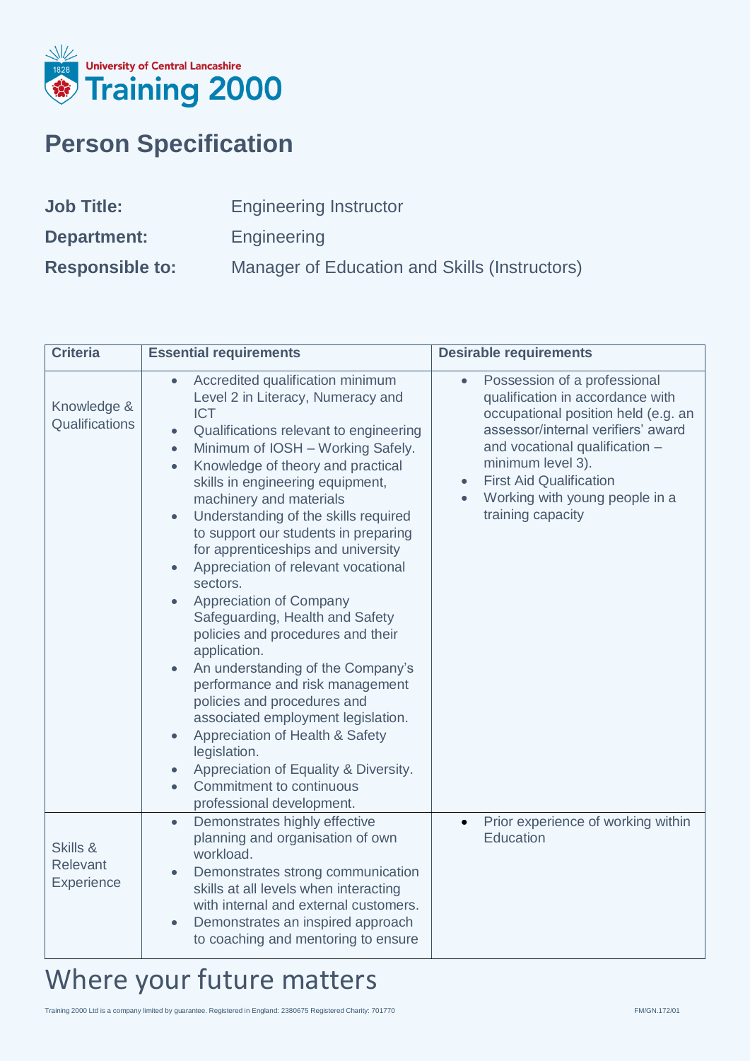# Person Specification

**Job Title:** Engineering Instructor

**Department:** Engineering

**Responsible to:** Manager of Education and Skills (Instructors)

| Criteria | Essential requirements | Desirable requirements |
|---|---|---|
| Knowledge & Qualifications | • Accredited qualification minimum Level 2 in Literacy, Numeracy and ICT<br>• Qualifications relevant to engineering<br>• Minimum of IOSH – Working Safely.<br>• Knowledge of theory and practical skills in engineering equipment, machinery and materials<br>• Understanding of the skills required to support our students in preparing for apprenticeships and university<br>• Appreciation of relevant vocational sectors.<br>• Appreciation of Company Safeguarding, Health and Safety policies and procedures and their application.<br>• An understanding of the Company's performance and risk management policies and procedures and associated employment legislation.<br>• Appreciation of Health & Safety legislation.<br>• Appreciation of Equality & Diversity.<br>• Commitment to continuous professional development. | • Possession of a professional qualification in accordance with occupational position held (e.g. an assessor/internal verifiers' award and vocational qualification – minimum level 3).<br>• First Aid Qualification<br>• Working with young people in a training capacity |
| Skills & Relevant Experience | • Demonstrates highly effective planning and organisation of own workload.<br>• Demonstrates strong communication skills at all levels when interacting with internal and external customers.<br>• Demonstrates an inspired approach to coaching and mentoring to ensure | • Prior experience of working within Education |

Where your future matters

Training 2000 Ltd is a company limited by guarantee. Registered in England: 2380675 Registered Charity: 701770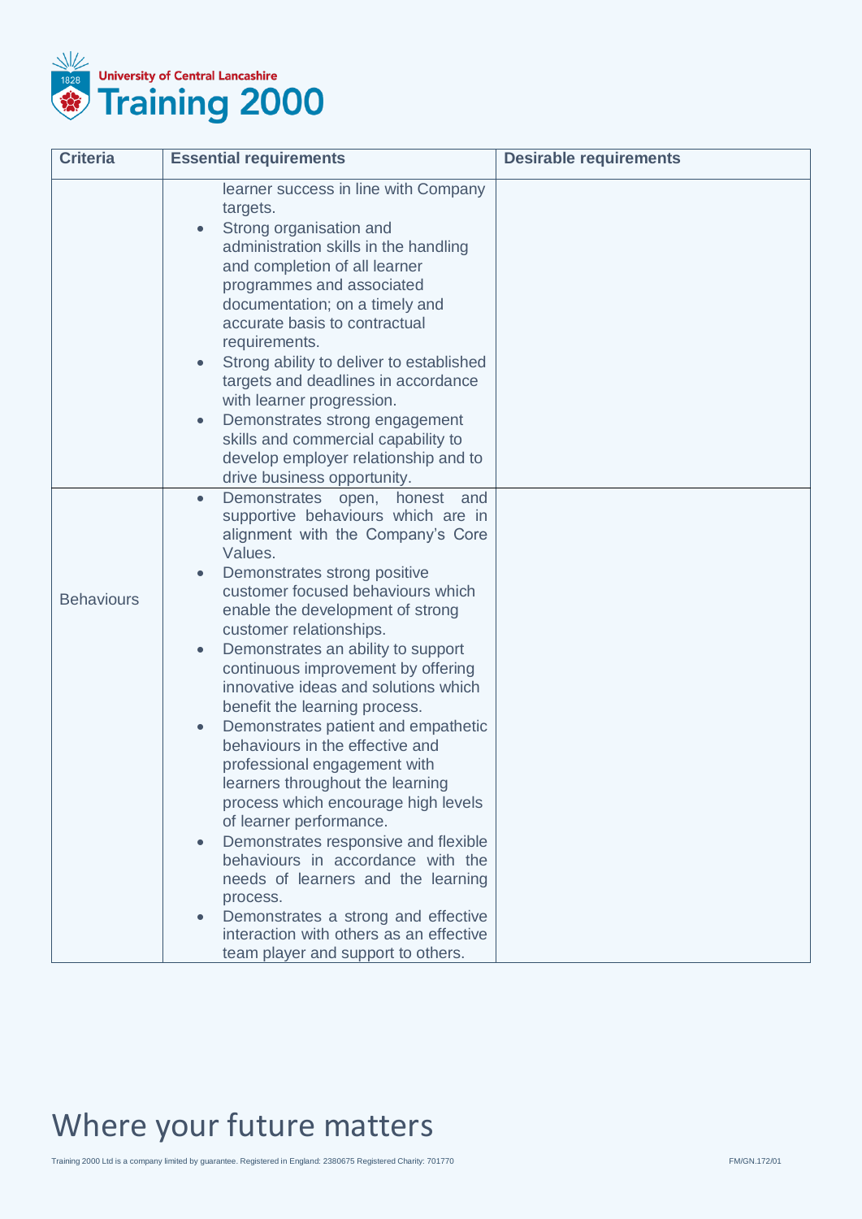| Criteria | Essential requirements | Desirable requirements |
|---|---|---|
| | learner success in line with Company targets.<br>• Strong organisation and administration skills in the handling and completion of all learner programmes and associated documentation; on a timely and accurate basis to contractual requirements.<br>• Strong ability to deliver to established targets and deadlines in accordance with learner progression.<br>• Demonstrates strong engagement skills and commercial capability to develop employer relationship and to drive business opportunity. | |
| Behaviours | • Demonstrates open, honest and supportive behaviours which are in alignment with the Company's Core Values.<br>• Demonstrates strong positive customer focused behaviours which enable the development of strong customer relationships.<br>• Demonstrates an ability to support continuous improvement by offering innovative ideas and solutions which benefit the learning process.<br>• Demonstrates patient and empathetic behaviours in the effective and professional engagement with learners throughout the learning process which encourage high levels of learner performance.<br>• Demonstrates responsive and flexible behaviours in accordance with the needs of learners and the learning process.<br>• Demonstrates a strong and effective interaction with others as an effective team player and support to others. | |

Where your future matters

Training 2000 Ltd is a company limited by guarantee. Registered in England: 2380675 Registered Charity: 701770

FM/GN.172/01